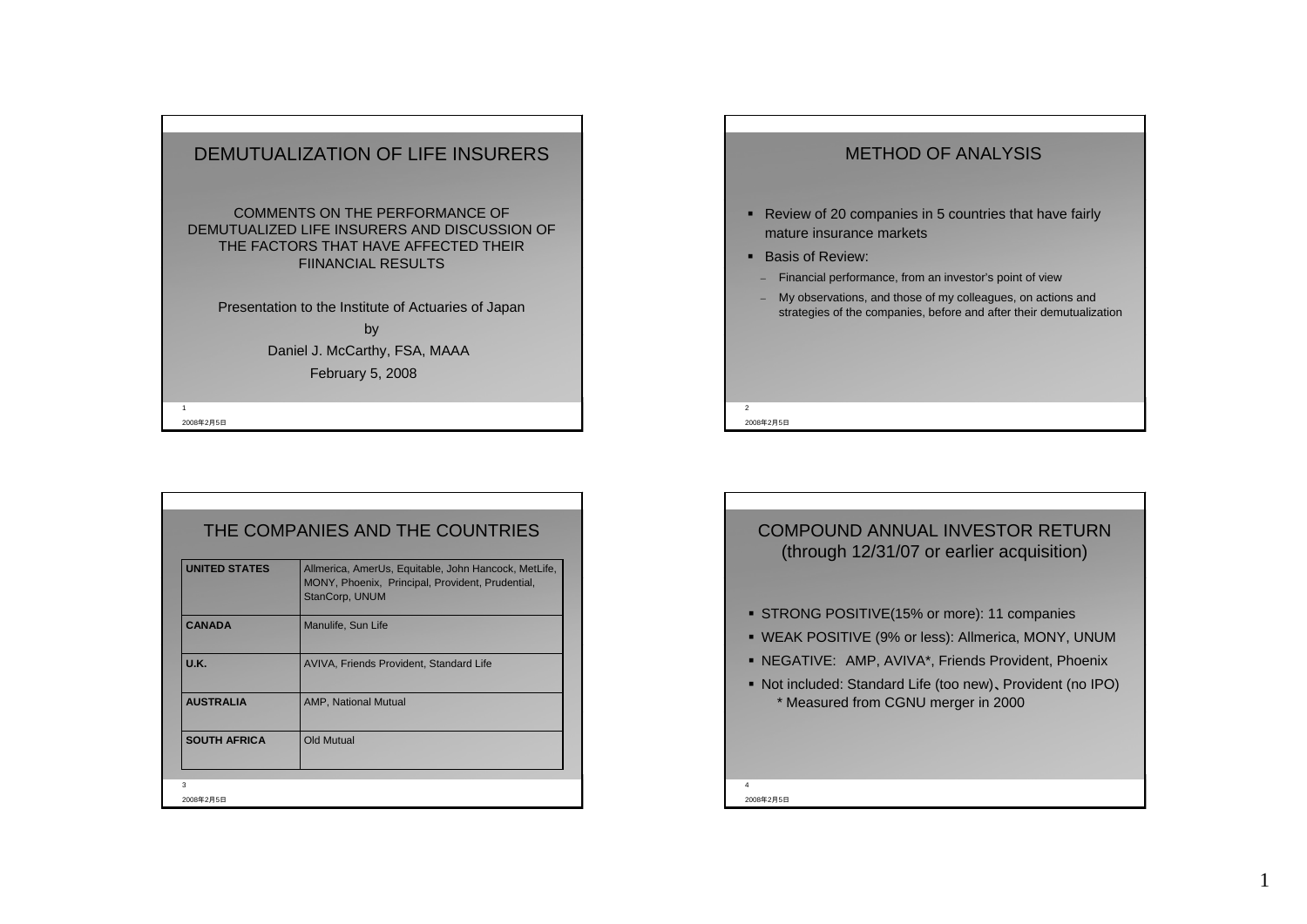# DEMUTUALIZATION OF LIFE INSURERS

COMMENTS ON THE PERFORMANCE OF DEMUTUALIZED LIFE INSURERS AND DISCUSSION OF THE FACTORS THAT HAVE AFFECTED THEIR FIINANCIAL RESULTS

Presentation to the Institute of Actuaries of Japan

by

Daniel J. McCarthy, FSA, MAAA

February 5, 2008

## METHOD OF ANALYSIS

- Review of 20 companies in 5 countries that have fairly mature insurance markets
- Basis of Review:
  - Financial performance, from an investor's point of view
  - My observations, and those of my colleagues, on actions and strategies of the companies, before and after their demutualization

## THE COMPANIES AND THE COUNTRIES

| | |
|---|---|
| **UNITED STATES** | Allmerica, AmerUs, Equitable, John Hancock, MetLife, MONY, Phoenix, Principal, Provident, Prudential, StanCorp, UNUM |
| **CANADA** | Manulife, Sun Life |
| **U.K.** | AVIVA, Friends Provident, Standard Life |
| **AUSTRALIA** | AMP, National Mutual |
| **SOUTH AFRICA** | Old Mutual |

## COMPOUND ANNUAL INVESTOR RETURN (through 12/31/07 or earlier acquisition)

- STRONG POSITIVE(15% or more): 11 companies
- WEAK POSITIVE (9% or less): Allmerica, MONY, UNUM
- NEGATIVE: AMP, AVIVA*, Friends Provident, Phoenix
- Not included: Standard Life (too new)、Provident (no IPO)
  - * Measured from CGNU merger in 2000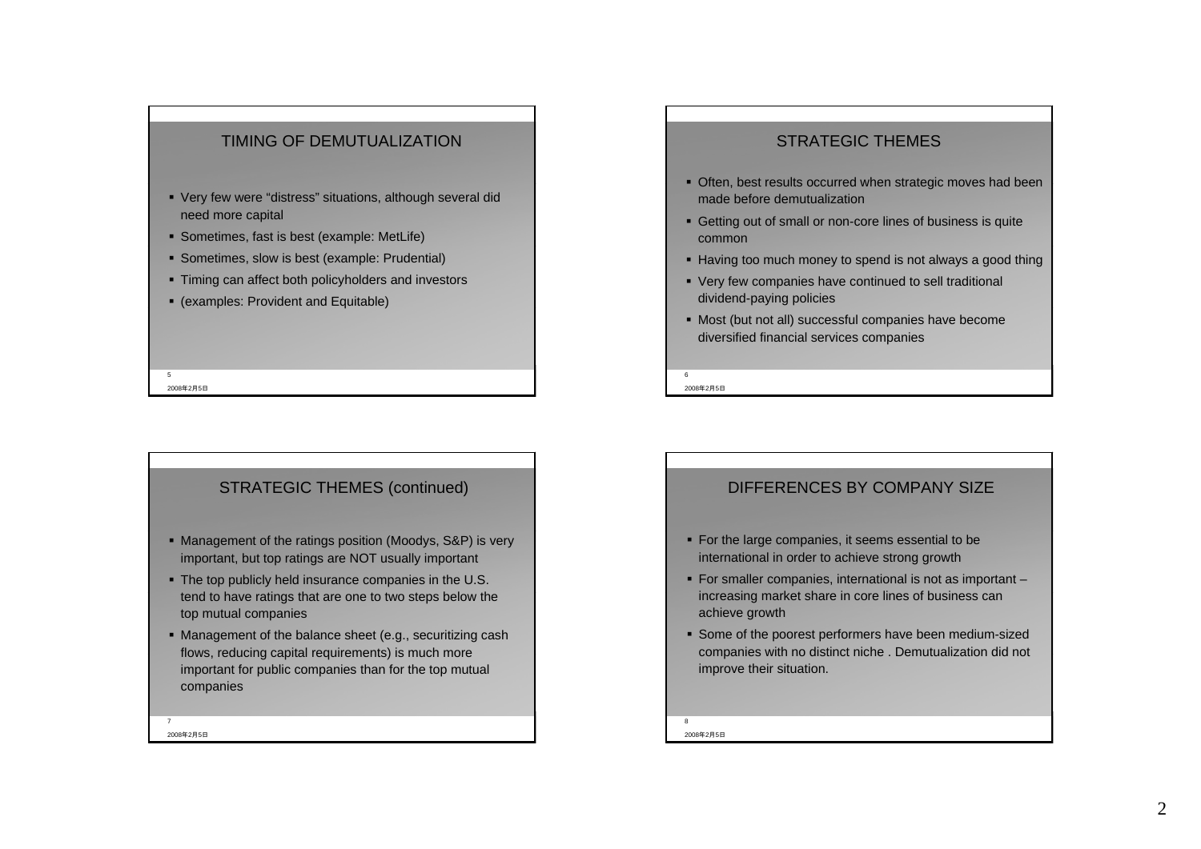## TIMING OF DEMUTUALIZATION

- Very few were "distress" situations, although several did need more capital
- Sometimes, fast is best (example: MetLife)
- Sometimes, slow is best (example: Prudential)
- Timing can affect both policyholders and investors
- (examples: Provident and Equitable)

## STRATEGIC THEMES

- Often, best results occurred when strategic moves had been made before demutualization
- Getting out of small or non-core lines of business is quite common
- Having too much money to spend is not always a good thing
- Very few companies have continued to sell traditional dividend-paying policies
- Most (but not all) successful companies have become diversified financial services companies

## STRATEGIC THEMES (continued)

- Management of the ratings position (Moodys, S&P) is very important, but top ratings are NOT usually important
- The top publicly held insurance companies in the U.S. tend to have ratings that are one to two steps below the top mutual companies
- Management of the balance sheet (e.g., securitizing cash flows, reducing capital requirements) is much more important for public companies than for the top mutual companies

## DIFFERENCES BY COMPANY SIZE

- For the large companies, it seems essential to be international in order to achieve strong growth
- For smaller companies, international is not as important – increasing market share in core lines of business can achieve growth
- Some of the poorest performers have been medium-sized companies with no distinct niche . Demutualization did not improve their situation.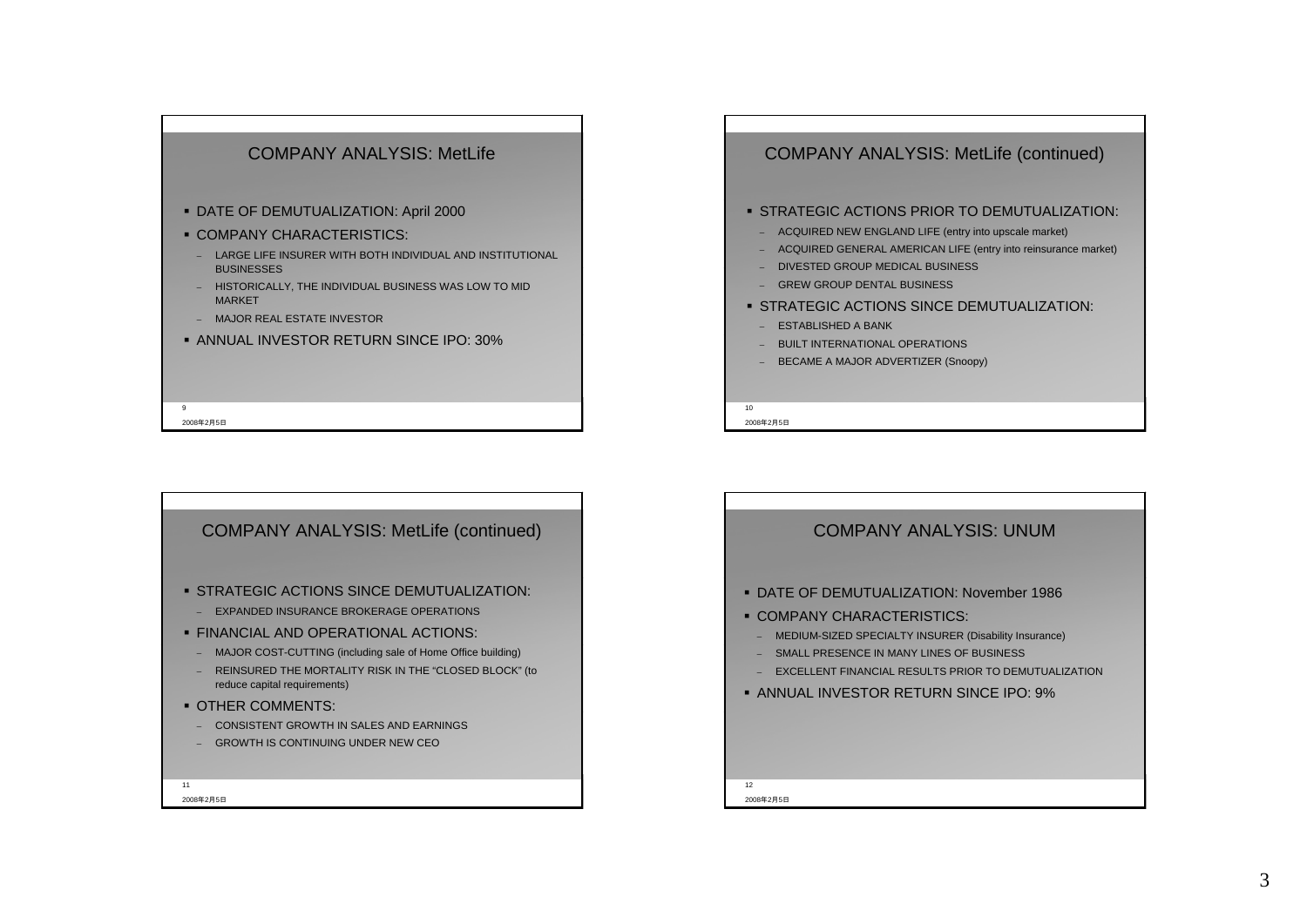## COMPANY ANALYSIS: MetLife

- DATE OF DEMUTUALIZATION: April 2000
- COMPANY CHARACTERISTICS:
  - LARGE LIFE INSURER WITH BOTH INDIVIDUAL AND INSTITUTIONAL BUSINESSES
  - HISTORICALLY, THE INDIVIDUAL BUSINESS WAS LOW TO MID MARKET
  - MAJOR REAL ESTATE INVESTOR
- ANNUAL INVESTOR RETURN SINCE IPO: 30%

## COMPANY ANALYSIS: MetLife (continued)

- STRATEGIC ACTIONS PRIOR TO DEMUTUALIZATION:
  - ACQUIRED NEW ENGLAND LIFE (entry into upscale market)
  - ACQUIRED GENERAL AMERICAN LIFE (entry into reinsurance market)
  - DIVESTED GROUP MEDICAL BUSINESS
  - GREW GROUP DENTAL BUSINESS
- STRATEGIC ACTIONS SINCE DEMUTUALIZATION:
  - ESTABLISHED A BANK
  - BUILT INTERNATIONAL OPERATIONS
  - BECAME A MAJOR ADVERTIZER (Snoopy)

## COMPANY ANALYSIS: MetLife (continued)

- STRATEGIC ACTIONS SINCE DEMUTUALIZATION:
  - EXPANDED INSURANCE BROKERAGE OPERATIONS
- FINANCIAL AND OPERATIONAL ACTIONS:
  - MAJOR COST-CUTTING (including sale of Home Office building)
  - REINSURED THE MORTALITY RISK IN THE "CLOSED BLOCK" (to reduce capital requirements)
- OTHER COMMENTS:
  - CONSISTENT GROWTH IN SALES AND EARNINGS
  - GROWTH IS CONTINUING UNDER NEW CEO

## COMPANY ANALYSIS: UNUM

- DATE OF DEMUTUALIZATION: November 1986
- COMPANY CHARACTERISTICS:
  - MEDIUM-SIZED SPECIALTY INSURER (Disability Insurance)
  - SMALL PRESENCE IN MANY LINES OF BUSINESS
  - EXCELLENT FINANCIAL RESULTS PRIOR TO DEMUTUALIZATION
- ANNUAL INVESTOR RETURN SINCE IPO: 9%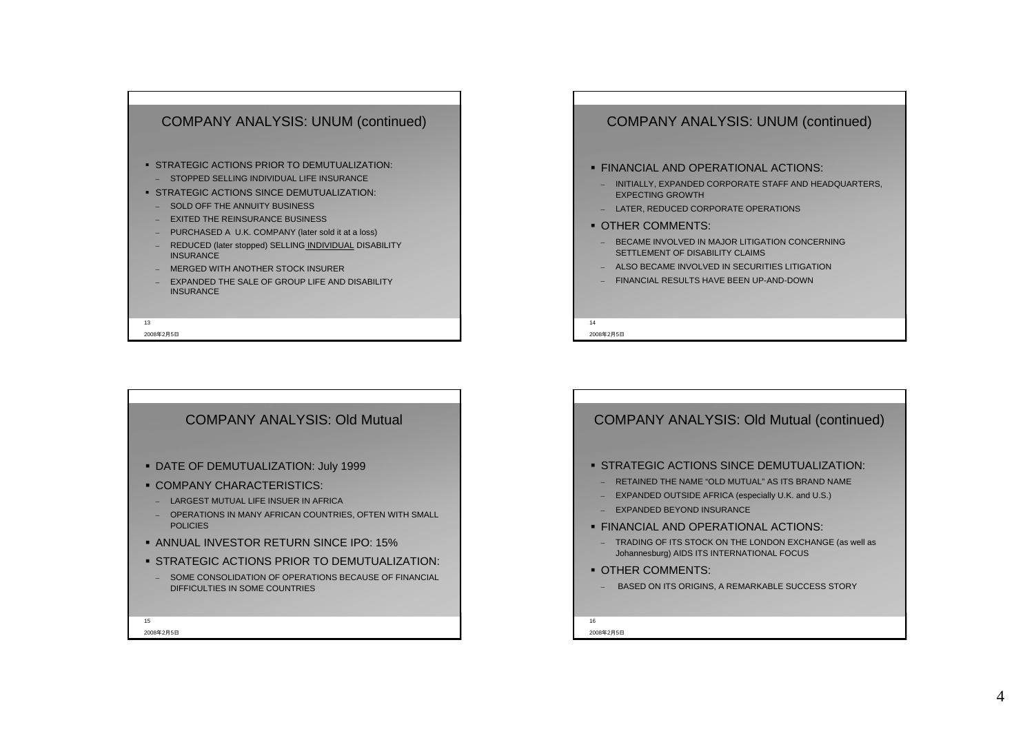## COMPANY ANALYSIS: UNUM (continued)

- STRATEGIC ACTIONS PRIOR TO DEMUTUALIZATION:
  - STOPPED SELLING INDIVIDUAL LIFE INSURANCE
- STRATEGIC ACTIONS SINCE DEMUTUALIZATION:
  - SOLD OFF THE ANNUITY BUSINESS
  - EXITED THE REINSURANCE BUSINESS
  - PURCHASED A U.K. COMPANY (later sold it at a loss)
  - REDUCED (later stopped) SELLING INDIVIDUAL DISABILITY INSURANCE
  - MERGED WITH ANOTHER STOCK INSURER
  - EXPANDED THE SALE OF GROUP LIFE AND DISABILITY INSURANCE

## COMPANY ANALYSIS: UNUM (continued)

- FINANCIAL AND OPERATIONAL ACTIONS:
  - INITIALLY, EXPANDED CORPORATE STAFF AND HEADQUARTERS, EXPECTING GROWTH
  - LATER, REDUCED CORPORATE OPERATIONS
- OTHER COMMENTS:
  - BECAME INVOLVED IN MAJOR LITIGATION CONCERNING SETTLEMENT OF DISABILITY CLAIMS
  - ALSO BECAME INVOLVED IN SECURITIES LITIGATION
  - FINANCIAL RESULTS HAVE BEEN UP-AND-DOWN

## COMPANY ANALYSIS: Old Mutual

- DATE OF DEMUTUALIZATION: July 1999
- COMPANY CHARACTERISTICS:
  - LARGEST MUTUAL LIFE INSUER IN AFRICA
  - OPERATIONS IN MANY AFRICAN COUNTRIES, OFTEN WITH SMALL POLICIES
- ANNUAL INVESTOR RETURN SINCE IPO: 15%
- STRATEGIC ACTIONS PRIOR TO DEMUTUALIZATION:
  - SOME CONSOLIDATION OF OPERATIONS BECAUSE OF FINANCIAL DIFFICULTIES IN SOME COUNTRIES

## COMPANY ANALYSIS: Old Mutual (continued)

- STRATEGIC ACTIONS SINCE DEMUTUALIZATION:
  - RETAINED THE NAME "OLD MUTUAL" AS ITS BRAND NAME
  - EXPANDED OUTSIDE AFRICA (especially U.K. and U.S.)
  - EXPANDED BEYOND INSURANCE
- FINANCIAL AND OPERATIONAL ACTIONS:
  - TRADING OF ITS STOCK ON THE LONDON EXCHANGE (as well as Johannesburg) AIDS ITS INTERNATIONAL FOCUS
- OTHER COMMENTS:
  - BASED ON ITS ORIGINS, A REMARKABLE SUCCESS STORY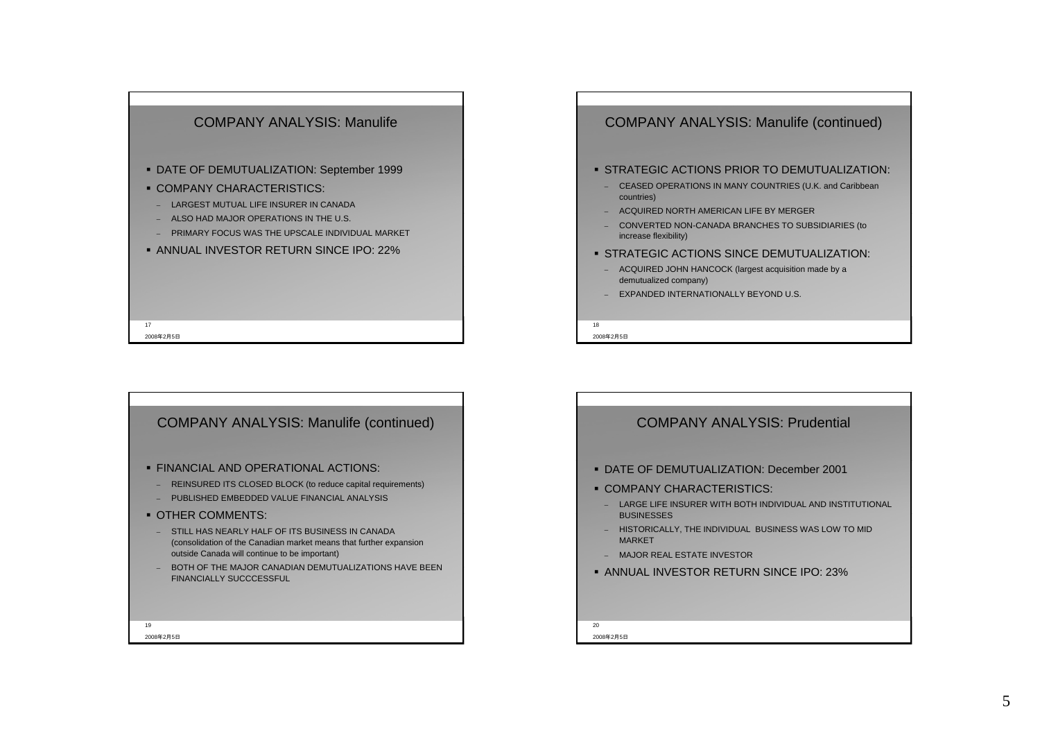## COMPANY ANALYSIS: Manulife

- DATE OF DEMUTUALIZATION: September 1999
- COMPANY CHARACTERISTICS:
  - LARGEST MUTUAL LIFE INSURER IN CANADA
  - ALSO HAD MAJOR OPERATIONS IN THE U.S.
  - PRIMARY FOCUS WAS THE UPSCALE INDIVIDUAL MARKET
- ANNUAL INVESTOR RETURN SINCE IPO: 22%

## COMPANY ANALYSIS: Manulife (continued)

- STRATEGIC ACTIONS PRIOR TO DEMUTUALIZATION:
  - CEASED OPERATIONS IN MANY COUNTRIES (U.K. and Caribbean countries)
  - ACQUIRED NORTH AMERICAN LIFE BY MERGER
  - CONVERTED NON-CANADA BRANCHES TO SUBSIDIARIES (to increase flexibility)
- STRATEGIC ACTIONS SINCE DEMUTUALIZATION:
  - ACQUIRED JOHN HANCOCK (largest acquisition made by a demutualized company)
  - EXPANDED INTERNATIONALLY BEYOND U.S.

## COMPANY ANALYSIS: Manulife (continued)

- FINANCIAL AND OPERATIONAL ACTIONS:
  - REINSURED ITS CLOSED BLOCK (to reduce capital requirements)
  - PUBLISHED EMBEDDED VALUE FINANCIAL ANALYSIS
- OTHER COMMENTS:
  - STILL HAS NEARLY HALF OF ITS BUSINESS IN CANADA (consolidation of the Canadian market means that further expansion outside Canada will continue to be important)
  - BOTH OF THE MAJOR CANADIAN DEMUTUALIZATIONS HAVE BEEN FINANCIALLY SUCCCESSFUL

## COMPANY ANALYSIS: Prudential

- DATE OF DEMUTUALIZATION: December 2001
- COMPANY CHARACTERISTICS:
  - LARGE LIFE INSURER WITH BOTH INDIVIDUAL AND INSTITUTIONAL BUSINESSES
  - HISTORICALLY, THE INDIVIDUAL BUSINESS WAS LOW TO MID MARKET
  - MAJOR REAL ESTATE INVESTOR
- ANNUAL INVESTOR RETURN SINCE IPO: 23%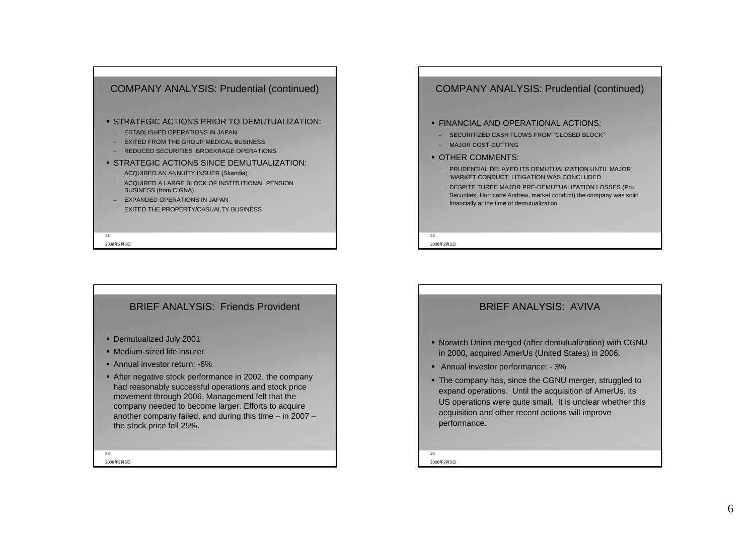## COMPANY ANALYSIS: Prudential (continued)

- STRATEGIC ACTIONS PRIOR TO DEMUTUALIZATION:
  - ESTABLISHED OPERATIONS IN JAPAN
  - EXITED FROM THE GROUP MEDICAL BUSINESS
  - REDUCED SECURITIES BROEKRAGE OPERATIONS
- STRATEGIC ACTIONS SINCE DEMUTUALIZATION:
  - ACQUIRED AN ANNUITY INSUER (Skandia)
  - ACQUIRED A LARGE BLOCK OF INSTITUTIONAL PENSION BUSINESS (from CIGNA)
  - EXPANDED OPERATIONS IN JAPAN
  - EXITED THE PROPERTY/CASUALTY BUSINESS

## COMPANY ANALYSIS: Prudential (continued)

- FINANCIAL AND OPERATIONAL ACTIONS:
  - SECURITIZED CASH FLOWS FROM "CLOSED BLOCK"
  - MAJOR COST-CUTTING
- OTHER COMMENTS:
  - PRUDENTIAL DELAYED ITS DEMUTUALIZATION UNTIL MAJOR 'MARKET CONDUCT' LITIGATION WAS CONCLUDED
  - DESPITE THREE MAJOR PRE-DEMUTUALIZATION LOSSES (Pru Securities, Hurricane Andrew, market conduct) the company was solid financially at the time of demutualization

## BRIEF ANALYSIS: Friends Provident

- Demutualized July 2001
- Medium-sized life insurer
- Annual investor return: -6%
- After negative stock performance in 2002, the company had reasonably successful operations and stock price movement through 2006. Management felt that the company needed to become larger. Efforts to acquire another company failed, and during this time – in 2007 – the stock price fell 25%.

## BRIEF ANALYSIS: AVIVA

- Norwich Union merged (after demutualization) with CGNU in 2000, acquired AmerUs (United States) in 2006.
- Annual investor performance: - 3%
- The company has, since the CGNU merger, struggled to expand operations. Until the acquisition of AmerUs, its US operations were quite small. It is unclear whether this acquisition and other recent actions will improve performance.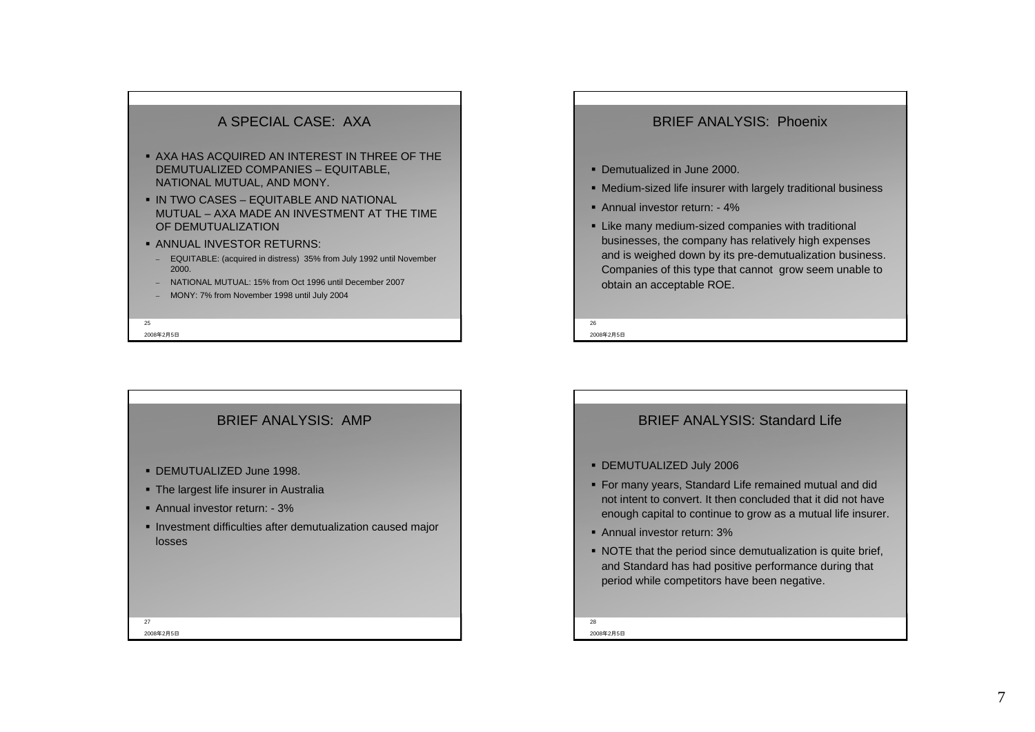## A SPECIAL CASE: AXA

- AXA HAS ACQUIRED AN INTEREST IN THREE OF THE DEMUTUALIZED COMPANIES – EQUITABLE, NATIONAL MUTUAL, AND MONY.
- IN TWO CASES – EQUITABLE AND NATIONAL MUTUAL – AXA MADE AN INVESTMENT AT THE TIME OF DEMUTUALIZATION
- ANNUAL INVESTOR RETURNS:
  - EQUITABLE: (acquired in distress) 35% from July 1992 until November 2000.
  - NATIONAL MUTUAL: 15% from Oct 1996 until December 2007
  - MONY: 7% from November 1998 until July 2004

25

2008年2月5日

## BRIEF ANALYSIS: Phoenix

- Demutualized in June 2000.
- Medium-sized life insurer with largely traditional business
- Annual investor return: - 4%
- Like many medium-sized companies with traditional businesses, the company has relatively high expenses and is weighed down by its pre-demutualization business. Companies of this type that cannot grow seem unable to obtain an acceptable ROE.

26

2008年2月5日

## BRIEF ANALYSIS: AMP

- DEMUTUALIZED June 1998.
- The largest life insurer in Australia
- Annual investor return: - 3%
- Investment difficulties after demutualization caused major losses

27

2008年2月5日

## BRIEF ANALYSIS: Standard Life

- DEMUTUALIZED July 2006
- For many years, Standard Life remained mutual and did not intent to convert. It then concluded that it did not have enough capital to continue to grow as a mutual life insurer.
- Annual investor return: 3%
- NOTE that the period since demutualization is quite brief, and Standard has had positive performance during that period while competitors have been negative.

28

2008年2月5日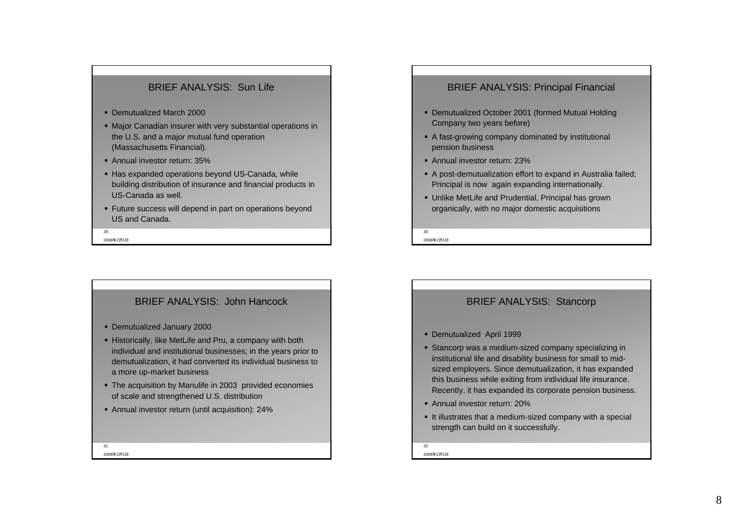## BRIEF ANALYSIS: Sun Life

- Demutualized March 2000
- Major Canadian insurer with very substantial operations in the U.S. and a major mutual fund operation (Massachusetts Financial).
- Annual investor return: 35%
- Has expanded operations beyond US-Canada, while building distribution of insurance and financial products in US-Canada as well.
- Future success will depend in part on operations beyond US and Canada.

## BRIEF ANALYSIS: Principal Financial

- Demutualized October 2001 (formed Mutual Holding Company two years before)
- A fast-growing company dominated by institutional pension business
- Annual investor return: 23%
- A post-demutualization effort to expand in Australia failed; Principal is now again expanding internationally.
- Unlike MetLife and Prudential, Principal has grown organically, with no major domestic acquisitions

## BRIEF ANALYSIS: John Hancock

- Demutualized January 2000
- Historically, like MetLife and Pru, a company with both individual and institutional businesses; in the years prior to demutualization, it had converted its individual business to a more up-market business
- The acquisition by Manulife in 2003 provided economies of scale and strengthened U.S. distribution
- Annual investor return (until acquisition): 24%

## BRIEF ANALYSIS: Stancorp

- Demutualized April 1999
- Stancorp was a medium-sized company specializing in institutional life and disability business for small to mid-sized employers. Since demutualization, it has expanded this business while exiting from individual life insurance. Recently, it has expanded its corporate pension business.
- Annual investor return: 20%
- It illustrates that a medium-sized company with a special strength can build on it successfully.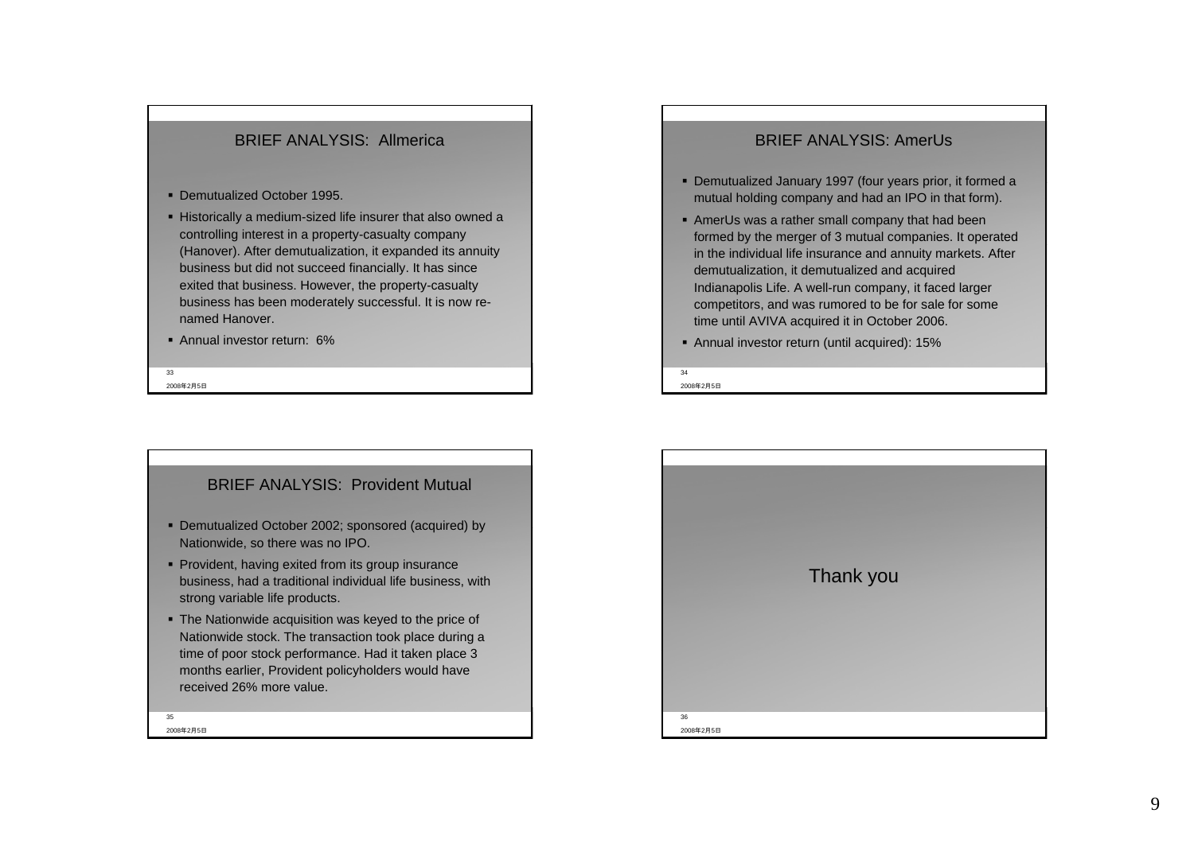## BRIEF ANALYSIS: Allmerica

- Demutualized October 1995.
- Historically a medium-sized life insurer that also owned a controlling interest in a property-casualty company (Hanover). After demutualization, it expanded its annuity business but did not succeed financially. It has since exited that business. However, the property-casualty business has been moderately successful. It is now re-named Hanover.
- Annual investor return: 6%

## BRIEF ANALYSIS: AmerUs

- Demutualized January 1997 (four years prior, it formed a mutual holding company and had an IPO in that form).
- AmerUs was a rather small company that had been formed by the merger of 3 mutual companies. It operated in the individual life insurance and annuity markets. After demutualization, it demutualized and acquired Indianapolis Life. A well-run company, it faced larger competitors, and was rumored to be for sale for some time until AVIVA acquired it in October 2006.
- Annual investor return (until acquired): 15%

## BRIEF ANALYSIS: Provident Mutual

- Demutualized October 2002; sponsored (acquired) by Nationwide, so there was no IPO.
- Provident, having exited from its group insurance business, had a traditional individual life business, with strong variable life products.
- The Nationwide acquisition was keyed to the price of Nationwide stock. The transaction took place during a time of poor stock performance. Had it taken place 3 months earlier, Provident policyholders would have received 26% more value.

Thank you